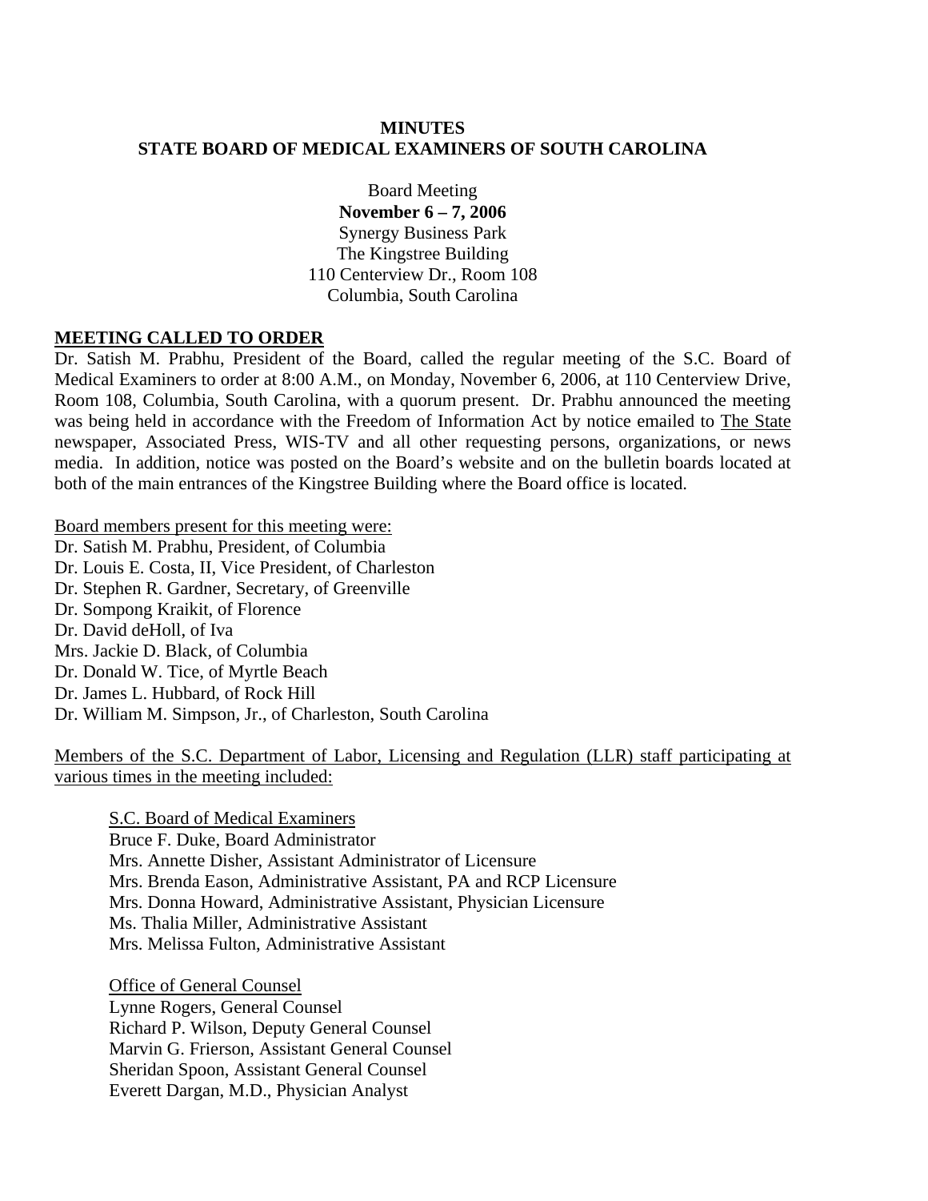**MINUTES**
**STATE BOARD OF MEDICAL EXAMINERS OF SOUTH CAROLINA**

Board Meeting
**November 6 – 7, 2006**
Synergy Business Park
The Kingstree Building
110 Centerview Dr., Room 108
Columbia, South Carolina

## MEETING CALLED TO ORDER

Dr. Satish M. Prabhu, President of the Board, called the regular meeting of the S.C. Board of Medical Examiners to order at 8:00 A.M., on Monday, November 6, 2006, at 110 Centerview Drive, Room 108, Columbia, South Carolina, with a quorum present. Dr. Prabhu announced the meeting was being held in accordance with the Freedom of Information Act by notice emailed to The State newspaper, Associated Press, WIS-TV and all other requesting persons, organizations, or news media. In addition, notice was posted on the Board's website and on the bulletin boards located at both of the main entrances of the Kingstree Building where the Board office is located.

Board members present for this meeting were:

Dr. Satish M. Prabhu, President, of Columbia
Dr. Louis E. Costa, II, Vice President, of Charleston
Dr. Stephen R. Gardner, Secretary, of Greenville
Dr. Sompong Kraikit, of Florence
Dr. David deHoll, of Iva
Mrs. Jackie D. Black, of Columbia
Dr. Donald W. Tice, of Myrtle Beach
Dr. James L. Hubbard, of Rock Hill
Dr. William M. Simpson, Jr., of Charleston, South Carolina

Members of the S.C. Department of Labor, Licensing and Regulation (LLR) staff participating at various times in the meeting included:

S.C. Board of Medical Examiners
Bruce F. Duke, Board Administrator
Mrs. Annette Disher, Assistant Administrator of Licensure
Mrs. Brenda Eason, Administrative Assistant, PA and RCP Licensure
Mrs. Donna Howard, Administrative Assistant, Physician Licensure
Ms. Thalia Miller, Administrative Assistant
Mrs. Melissa Fulton, Administrative Assistant

Office of General Counsel
Lynne Rogers, General Counsel
Richard P. Wilson, Deputy General Counsel
Marvin G. Frierson, Assistant General Counsel
Sheridan Spoon, Assistant General Counsel
Everett Dargan, M.D., Physician Analyst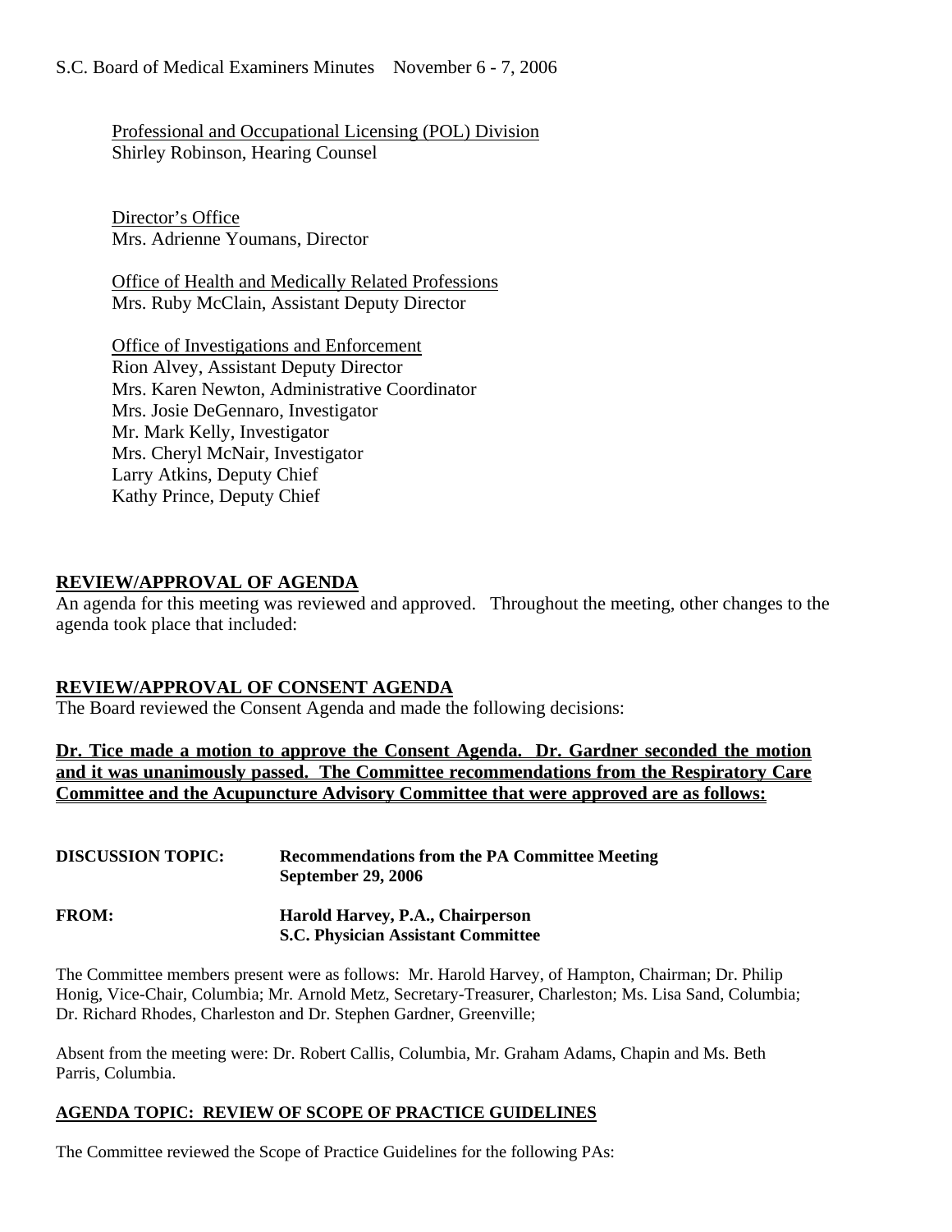Professional and Occupational Licensing (POL) Division
Shirley Robinson, Hearing Counsel

Director's Office
Mrs. Adrienne Youmans, Director

Office of Health and Medically Related Professions
Mrs. Ruby McClain, Assistant Deputy Director

Office of Investigations and Enforcement
Rion Alvey, Assistant Deputy Director
Mrs. Karen Newton, Administrative Coordinator
Mrs. Josie DeGennaro, Investigator
Mr. Mark Kelly, Investigator
Mrs. Cheryl McNair, Investigator
Larry Atkins, Deputy Chief
Kathy Prince, Deputy Chief

## REVIEW/APPROVAL OF AGENDA

An agenda for this meeting was reviewed and approved. Throughout the meeting, other changes to the agenda took place that included:

## REVIEW/APPROVAL OF CONSENT AGENDA

The Board reviewed the Consent Agenda and made the following decisions:

**Dr. Tice made a motion to approve the Consent Agenda. Dr. Gardner seconded the motion and it was unanimously passed. The Committee recommendations from the Respiratory Care Committee and the Acupuncture Advisory Committee that were approved are as follows:**

**DISCUSSION TOPIC:** **Recommendations from the PA Committee Meeting September 29, 2006**

**FROM:** **Harold Harvey, P.A., Chairperson S.C. Physician Assistant Committee**

The Committee members present were as follows: Mr. Harold Harvey, of Hampton, Chairman; Dr. Philip Honig, Vice-Chair, Columbia; Mr. Arnold Metz, Secretary-Treasurer, Charleston; Ms. Lisa Sand, Columbia; Dr. Richard Rhodes, Charleston and Dr. Stephen Gardner, Greenville;

Absent from the meeting were: Dr. Robert Callis, Columbia, Mr. Graham Adams, Chapin and Ms. Beth Parris, Columbia.

**AGENDA TOPIC: REVIEW OF SCOPE OF PRACTICE GUIDELINES**

The Committee reviewed the Scope of Practice Guidelines for the following PAs: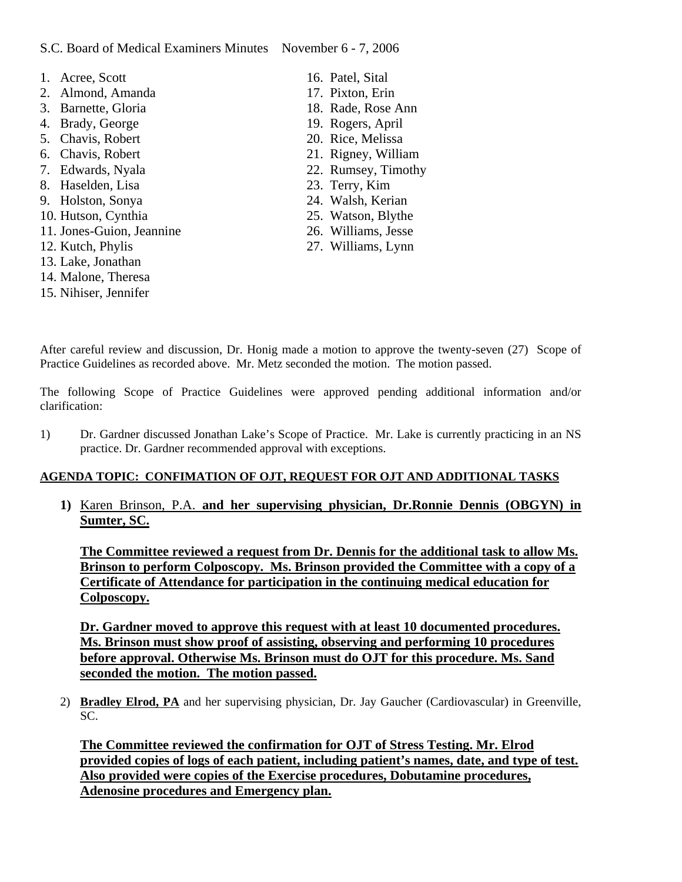S.C. Board of Medical Examiners Minutes November 6 - 7, 2006

1. Acree, Scott
2. Almond, Amanda
3. Barnette, Gloria
4. Brady, George
5. Chavis, Robert
6. Chavis, Robert
7. Edwards, Nyala
8. Haselden, Lisa
9. Holston, Sonya
10. Hutson, Cynthia
11. Jones-Guion, Jeannine
12. Kutch, Phylis
13. Lake, Jonathan
14. Malone, Theresa
15. Nihiser, Jennifer
16. Patel, Sital
17. Pixton, Erin
18. Rade, Rose Ann
19. Rogers, April
20. Rice, Melissa
21. Rigney, William
22. Rumsey, Timothy
23. Terry, Kim
24. Walsh, Kerian
25. Watson, Blythe
26. Williams, Jesse
27. Williams, Lynn

After careful review and discussion, Dr. Honig made a motion to approve the twenty-seven (27) Scope of Practice Guidelines as recorded above. Mr. Metz seconded the motion. The motion passed.

The following Scope of Practice Guidelines were approved pending additional information and/or clarification:

1) Dr. Gardner discussed Jonathan Lake's Scope of Practice. Mr. Lake is currently practicing in an NS practice. Dr. Gardner recommended approval with exceptions.

**AGENDA TOPIC: CONFIMATION OF OJT, REQUEST FOR OJT AND ADDITIONAL TASKS**

**1)** Karen Brinson, P.A. **and her supervising physician, Dr.Ronnie Dennis (OBGYN) in Sumter, SC.**

**The Committee reviewed a request from Dr. Dennis for the additional task to allow Ms. Brinson to perform Colposcopy. Ms. Brinson provided the Committee with a copy of a Certificate of Attendance for participation in the continuing medical education for Colposcopy.**

**Dr. Gardner moved to approve this request with at least 10 documented procedures. Ms. Brinson must show proof of assisting, observing and performing 10 procedures before approval. Otherwise Ms. Brinson must do OJT for this procedure. Ms. Sand seconded the motion. The motion passed.**

2) **Bradley Elrod, PA** and her supervising physician, Dr. Jay Gaucher (Cardiovascular) in Greenville, SC.

**The Committee reviewed the confirmation for OJT of Stress Testing. Mr. Elrod provided copies of logs of each patient, including patient's names, date, and type of test. Also provided were copies of the Exercise procedures, Dobutamine procedures, Adenosine procedures and Emergency plan.**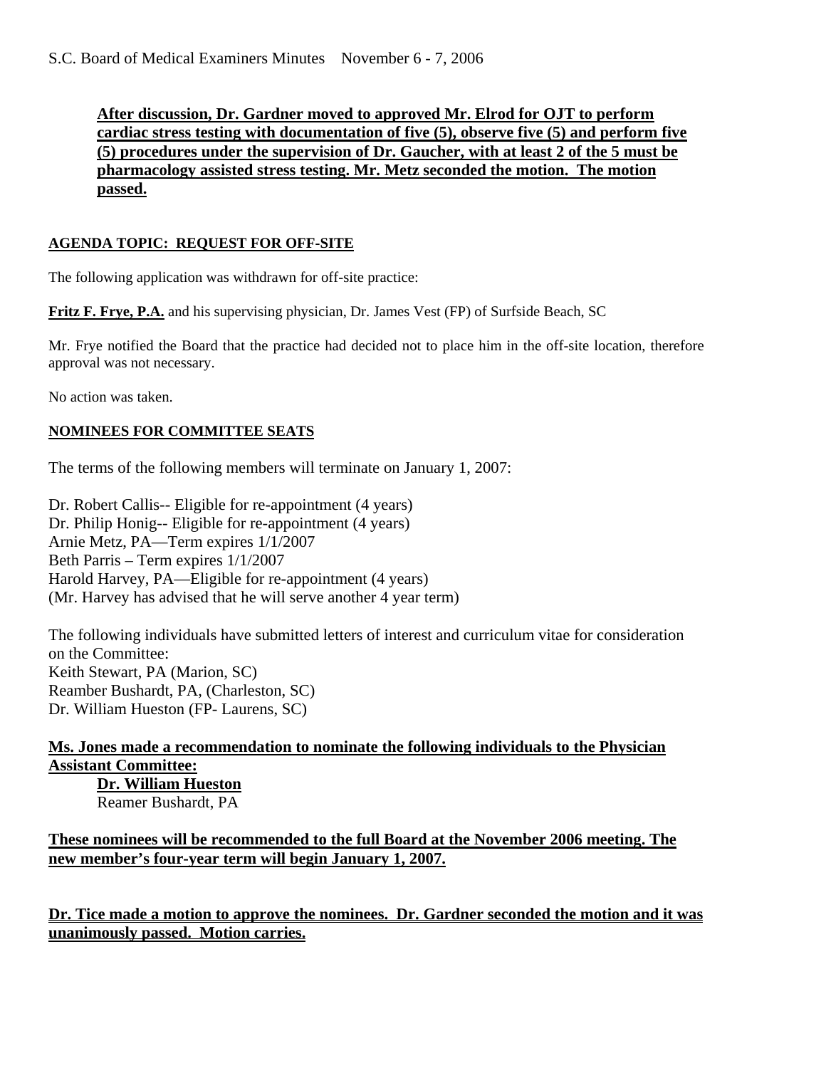**After discussion, Dr. Gardner moved to approved Mr. Elrod for OJT to perform cardiac stress testing with documentation of five (5), observe five (5) and perform five (5) procedures under the supervision of Dr. Gaucher, with at least 2 of the 5 must be pharmacology assisted stress testing. Mr. Metz seconded the motion. The motion passed.**

**AGENDA TOPIC: REQUEST FOR OFF-SITE**

The following application was withdrawn for off-site practice:

**Fritz F. Frye, P.A.** and his supervising physician, Dr. James Vest (FP) of Surfside Beach, SC

Mr. Frye notified the Board that the practice had decided not to place him in the off-site location, therefore approval was not necessary.

No action was taken.

**NOMINEES FOR COMMITTEE SEATS**

The terms of the following members will terminate on January 1, 2007:

Dr. Robert Callis-- Eligible for re-appointment (4 years)
Dr. Philip Honig-- Eligible for re-appointment (4 years)
Arnie Metz, PA—Term expires 1/1/2007
Beth Parris – Term expires 1/1/2007
Harold Harvey, PA—Eligible for re-appointment (4 years)
(Mr. Harvey has advised that he will serve another 4 year term)

The following individuals have submitted letters of interest and curriculum vitae for consideration on the Committee:
Keith Stewart, PA (Marion, SC)
Reamber Bushardt, PA, (Charleston, SC)
Dr. William Hueston (FP- Laurens, SC)

**Ms. Jones made a recommendation to nominate the following individuals to the Physician Assistant Committee:**

**Dr. William Hueston**
Reamer Bushardt, PA

**These nominees will be recommended to the full Board at the November 2006 meeting. The new member's four-year term will begin January 1, 2007.**

**Dr. Tice made a motion to approve the nominees. Dr. Gardner seconded the motion and it was unanimously passed. Motion carries.**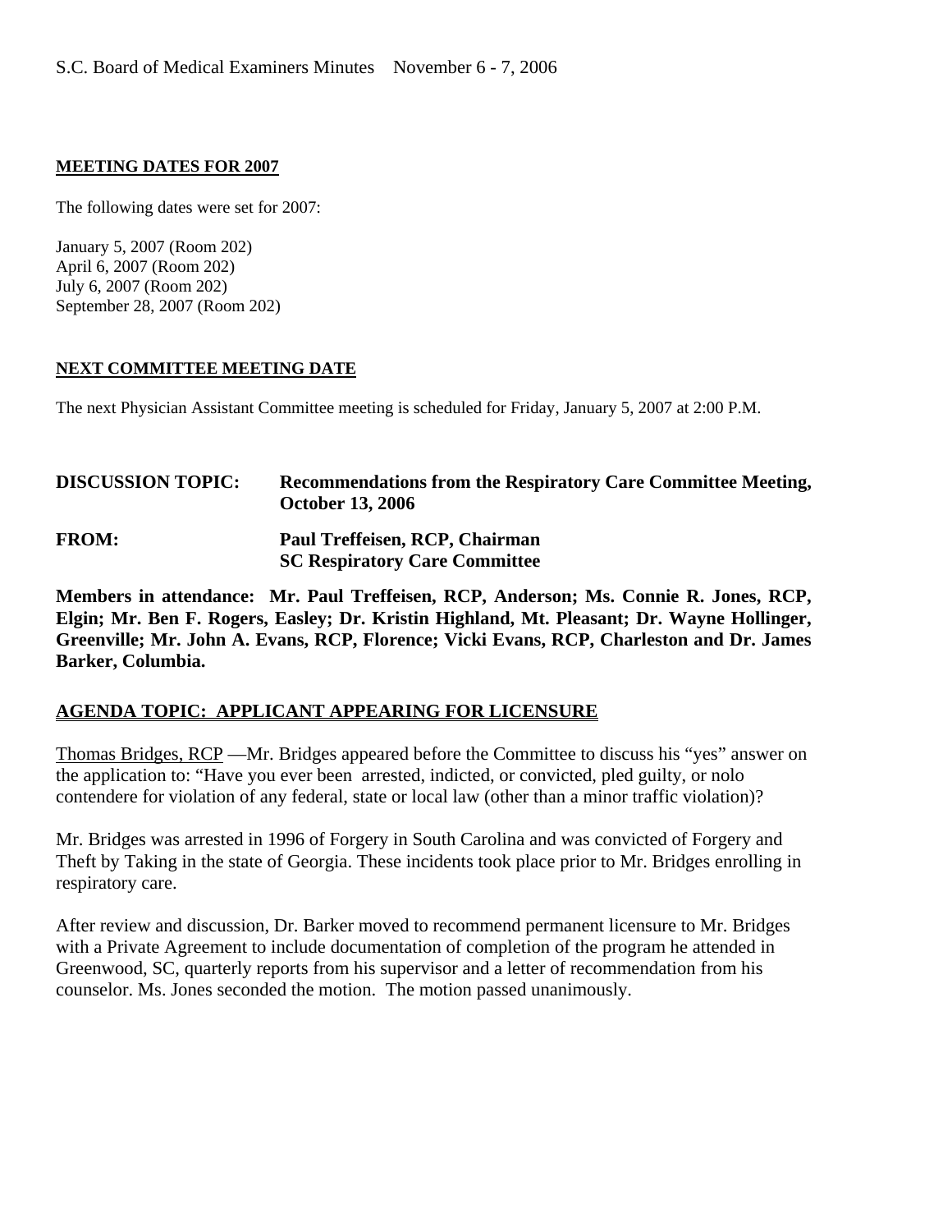**MEETING DATES FOR 2007**

The following dates were set for 2007:

January 5, 2007 (Room 202)
April 6, 2007 (Room 202)
July 6, 2007 (Room 202)
September 28, 2007 (Room 202)

**NEXT COMMITTEE MEETING DATE**

The next Physician Assistant Committee meeting is scheduled for Friday, January 5, 2007 at 2:00 P.M.

**DISCUSSION TOPIC:** **Recommendations from the Respiratory Care Committee Meeting, October 13, 2006**

**FROM:** **Paul Treffeisen, RCP, Chairman**
**SC Respiratory Care Committee**

**Members in attendance: Mr. Paul Treffeisen, RCP, Anderson; Ms. Connie R. Jones, RCP, Elgin; Mr. Ben F. Rogers, Easley; Dr. Kristin Highland, Mt. Pleasant; Dr. Wayne Hollinger, Greenville; Mr. John A. Evans, RCP, Florence; Vicki Evans, RCP, Charleston and Dr. James Barker, Columbia.**

**AGENDA TOPIC: APPLICANT APPEARING FOR LICENSURE**

Thomas Bridges, RCP —Mr. Bridges appeared before the Committee to discuss his "yes" answer on the application to: "Have you ever been arrested, indicted, or convicted, pled guilty, or nolo contendere for violation of any federal, state or local law (other than a minor traffic violation)?

Mr. Bridges was arrested in 1996 of Forgery in South Carolina and was convicted of Forgery and Theft by Taking in the state of Georgia. These incidents took place prior to Mr. Bridges enrolling in respiratory care.

After review and discussion, Dr. Barker moved to recommend permanent licensure to Mr. Bridges with a Private Agreement to include documentation of completion of the program he attended in Greenwood, SC, quarterly reports from his supervisor and a letter of recommendation from his counselor. Ms. Jones seconded the motion. The motion passed unanimously.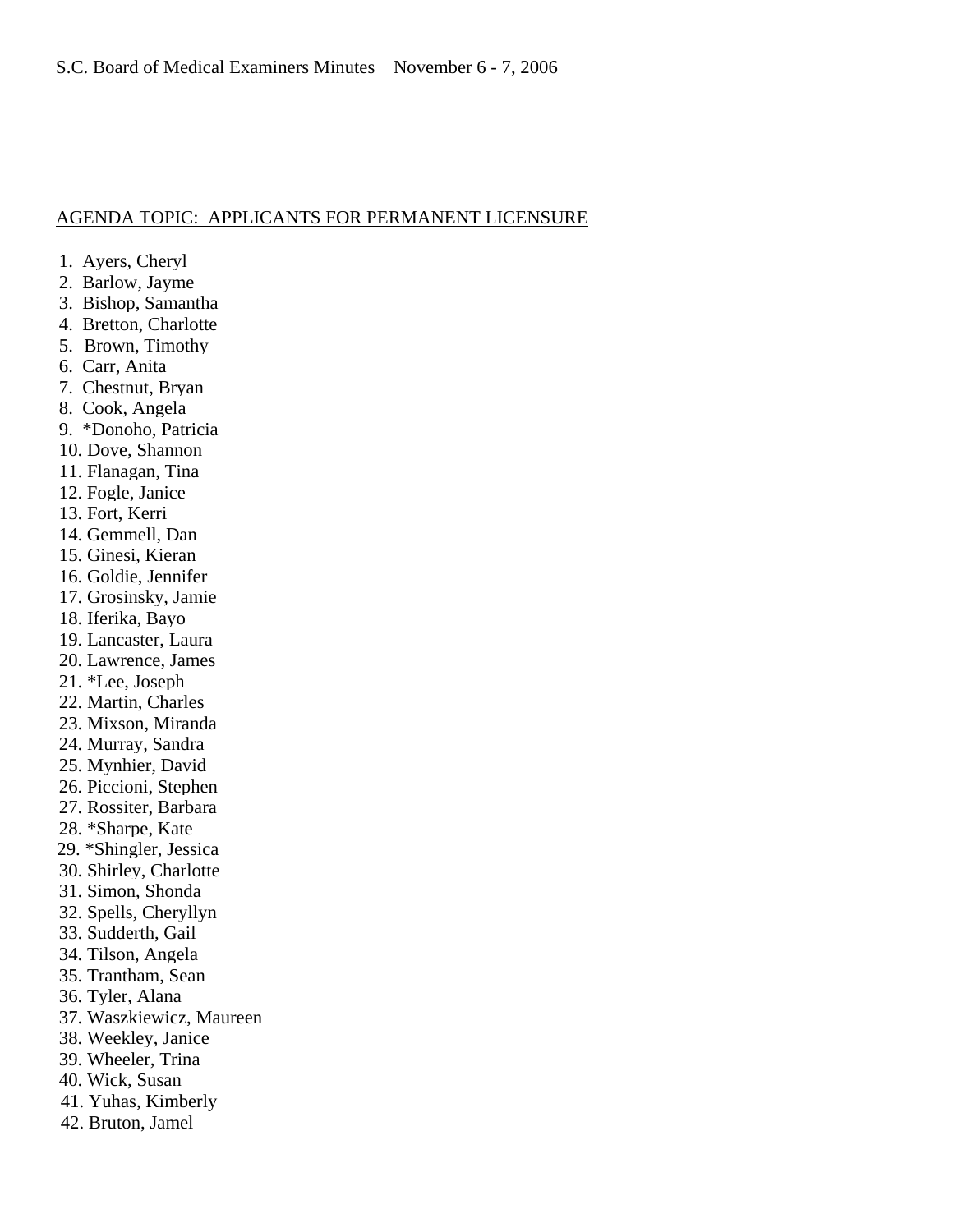AGENDA TOPIC: APPLICANTS FOR PERMANENT LICENSURE

1. Ayers, Cheryl
2. Barlow, Jayme
3. Bishop, Samantha
4. Bretton, Charlotte
5. Brown, Timothy
6. Carr, Anita
7. Chestnut, Bryan
8. Cook, Angela
9. *Donoho, Patricia
10. Dove, Shannon
11. Flanagan, Tina
12. Fogle, Janice
13. Fort, Kerri
14. Gemmell, Dan
15. Ginesi, Kieran
16. Goldie, Jennifer
17. Grosinsky, Jamie
18. Iferika, Bayo
19. Lancaster, Laura
20. Lawrence, James
21. *Lee, Joseph
22. Martin, Charles
23. Mixson, Miranda
24. Murray, Sandra
25. Mynhier, David
26. Piccioni, Stephen
27. Rossiter, Barbara
28. *Sharpe, Kate
29. *Shingler, Jessica
30. Shirley, Charlotte
31. Simon, Shonda
32. Spells, Cheryllyn
33. Sudderth, Gail
34. Tilson, Angela
35. Trantham, Sean
36. Tyler, Alana
37. Waszkiewicz, Maureen
38. Weekley, Janice
39. Wheeler, Trina
40. Wick, Susan
41. Yuhas, Kimberly
42. Bruton, Jamel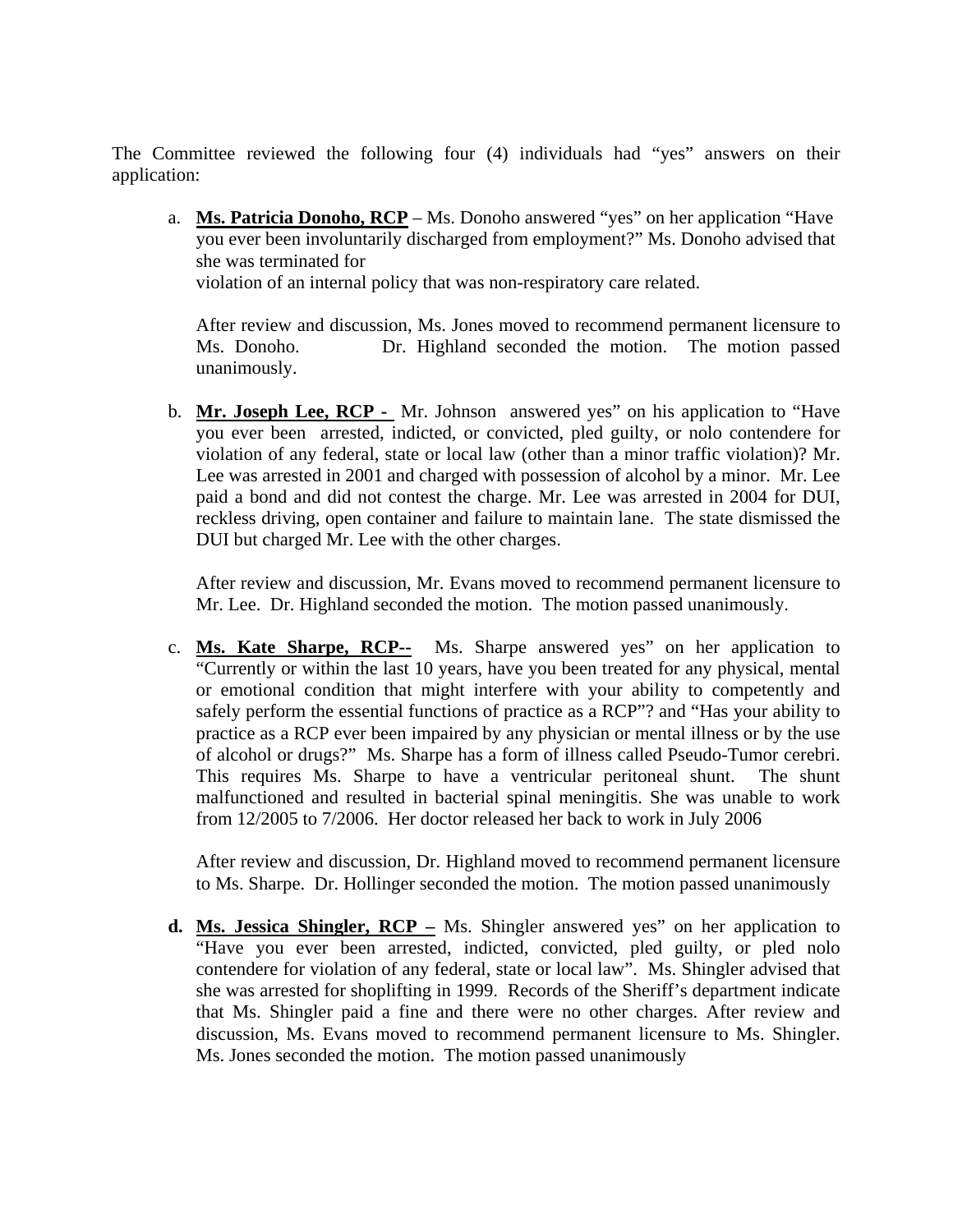The Committee reviewed the following four (4) individuals had "yes" answers on their application:

a. **Ms. Patricia Donoho, RCP** – Ms. Donoho answered "yes" on her application "Have you ever been involuntarily discharged from employment?" Ms. Donoho advised that she was terminated for violation of an internal policy that was non-respiratory care related.

   After review and discussion, Ms. Jones moved to recommend permanent licensure to Ms. Donoho. Dr. Highland seconded the motion. The motion passed unanimously.

b. **Mr. Joseph Lee, RCP -** Mr. Johnson answered yes" on his application to "Have you ever been arrested, indicted, or convicted, pled guilty, or nolo contendere for violation of any federal, state or local law (other than a minor traffic violation)? Mr. Lee was arrested in 2001 and charged with possession of alcohol by a minor. Mr. Lee paid a bond and did not contest the charge. Mr. Lee was arrested in 2004 for DUI, reckless driving, open container and failure to maintain lane. The state dismissed the DUI but charged Mr. Lee with the other charges.

   After review and discussion, Mr. Evans moved to recommend permanent licensure to Mr. Lee. Dr. Highland seconded the motion. The motion passed unanimously.

c. **Ms. Kate Sharpe, RCP--** Ms. Sharpe answered yes" on her application to "Currently or within the last 10 years, have you been treated for any physical, mental or emotional condition that might interfere with your ability to competently and safely perform the essential functions of practice as a RCP"? and "Has your ability to practice as a RCP ever been impaired by any physician or mental illness or by the use of alcohol or drugs?" Ms. Sharpe has a form of illness called Pseudo-Tumor cerebri. This requires Ms. Sharpe to have a ventricular peritoneal shunt. The shunt malfunctioned and resulted in bacterial spinal meningitis. She was unable to work from 12/2005 to 7/2006. Her doctor released her back to work in July 2006

   After review and discussion, Dr. Highland moved to recommend permanent licensure to Ms. Sharpe. Dr. Hollinger seconded the motion. The motion passed unanimously

d. **Ms. Jessica Shingler, RCP –** Ms. Shingler answered yes" on her application to "Have you ever been arrested, indicted, convicted, pled guilty, or pled nolo contendere for violation of any federal, state or local law". Ms. Shingler advised that she was arrested for shoplifting in 1999. Records of the Sheriff's department indicate that Ms. Shingler paid a fine and there were no other charges. After review and discussion, Ms. Evans moved to recommend permanent licensure to Ms. Shingler. Ms. Jones seconded the motion. The motion passed unanimously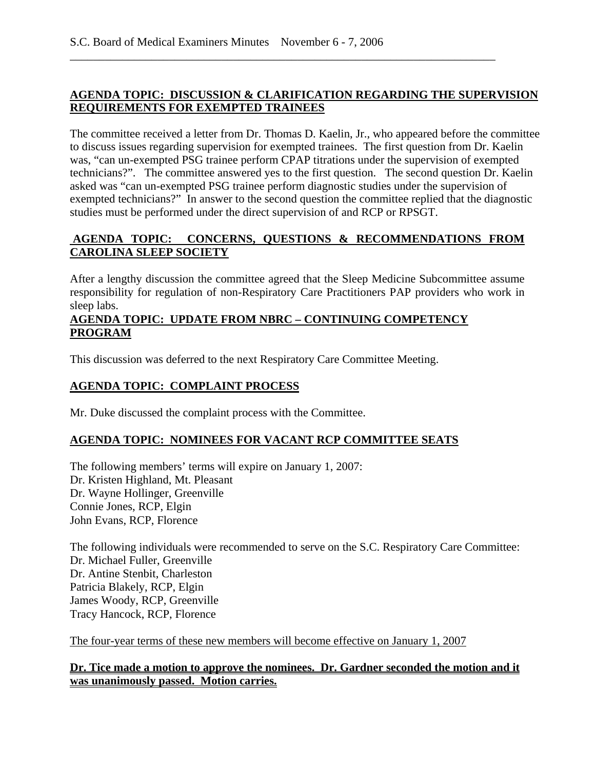## AGENDA TOPIC: DISCUSSION & CLARIFICATION REGARDING THE SUPERVISION REQUIREMENTS FOR EXEMPTED TRAINEES

The committee received a letter from Dr. Thomas D. Kaelin, Jr., who appeared before the committee to discuss issues regarding supervision for exempted trainees. The first question from Dr. Kaelin was, "can un-exempted PSG trainee perform CPAP titrations under the supervision of exempted technicians?". The committee answered yes to the first question. The second question Dr. Kaelin asked was "can un-exempted PSG trainee perform diagnostic studies under the supervision of exempted technicians?" In answer to the second question the committee replied that the diagnostic studies must be performed under the direct supervision of and RCP or RPSGT.

## AGENDA TOPIC: CONCERNS, QUESTIONS & RECOMMENDATIONS FROM CAROLINA SLEEP SOCIETY

After a lengthy discussion the committee agreed that the Sleep Medicine Subcommittee assume responsibility for regulation of non-Respiratory Care Practitioners PAP providers who work in sleep labs.

## AGENDA TOPIC: UPDATE FROM NBRC – CONTINUING COMPETENCY PROGRAM

This discussion was deferred to the next Respiratory Care Committee Meeting.

## AGENDA TOPIC: COMPLAINT PROCESS

Mr. Duke discussed the complaint process with the Committee.

## AGENDA TOPIC: NOMINEES FOR VACANT RCP COMMITTEE SEATS

The following members' terms will expire on January 1, 2007:
Dr. Kristen Highland, Mt. Pleasant
Dr. Wayne Hollinger, Greenville
Connie Jones, RCP, Elgin
John Evans, RCP, Florence

The following individuals were recommended to serve on the S.C. Respiratory Care Committee:
Dr. Michael Fuller, Greenville
Dr. Antine Stenbit, Charleston
Patricia Blakely, RCP, Elgin
James Woody, RCP, Greenville
Tracy Hancock, RCP, Florence

The four-year terms of these new members will become effective on January 1, 2007

**Dr. Tice made a motion to approve the nominees. Dr. Gardner seconded the motion and it was unanimously passed. Motion carries.**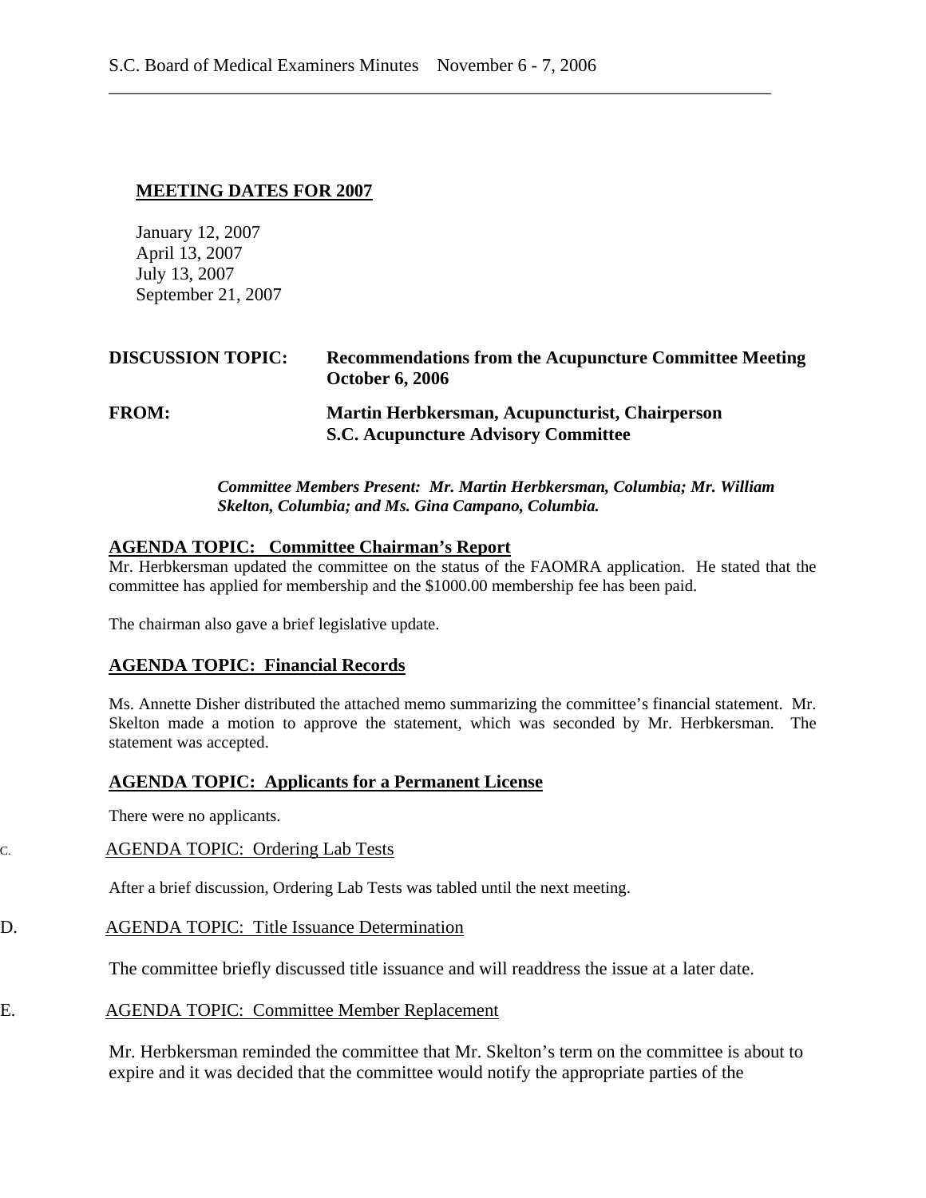**MEETING DATES FOR 2007**

January 12, 2007
April 13, 2007
July 13, 2007
September 21, 2007

**DISCUSSION TOPIC:** **Recommendations from the Acupuncture Committee Meeting October 6, 2006**

**FROM:** **Martin Herbkersman, Acupuncturist, Chairperson S.C. Acupuncture Advisory Committee**

***Committee Members Present: Mr. Martin Herbkersman, Columbia; Mr. William Skelton, Columbia; and Ms. Gina Campano, Columbia.***

**AGENDA TOPIC: Committee Chairman's Report**

Mr. Herbkersman updated the committee on the status of the FAOMRA application. He stated that the committee has applied for membership and the $1000.00 membership fee has been paid.

The chairman also gave a brief legislative update.

**AGENDA TOPIC: Financial Records**

Ms. Annette Disher distributed the attached memo summarizing the committee's financial statement. Mr. Skelton made a motion to approve the statement, which was seconded by Mr. Herbkersman. The statement was accepted.

**AGENDA TOPIC: Applicants for a Permanent License**

There were no applicants.

C. AGENDA TOPIC: Ordering Lab Tests

After a brief discussion, Ordering Lab Tests was tabled until the next meeting.

D. AGENDA TOPIC: Title Issuance Determination

The committee briefly discussed title issuance and will readdress the issue at a later date.

E. AGENDA TOPIC: Committee Member Replacement

Mr. Herbkersman reminded the committee that Mr. Skelton's term on the committee is about to expire and it was decided that the committee would notify the appropriate parties of the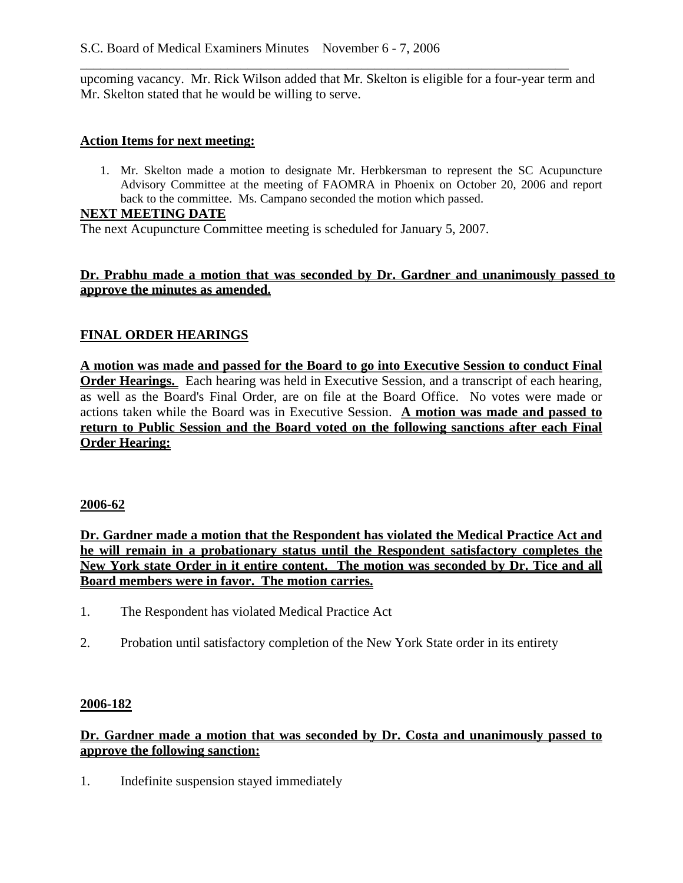upcoming vacancy. Mr. Rick Wilson added that Mr. Skelton is eligible for a four-year term and Mr. Skelton stated that he would be willing to serve.

**Action Items for next meeting:**

1. Mr. Skelton made a motion to designate Mr. Herbkersman to represent the SC Acupuncture Advisory Committee at the meeting of FAOMRA in Phoenix on October 20, 2006 and report back to the committee. Ms. Campano seconded the motion which passed.

**NEXT MEETING DATE**

The next Acupuncture Committee meeting is scheduled for January 5, 2007.

**Dr. Prabhu made a motion that was seconded by Dr. Gardner and unanimously passed to approve the minutes as amended.**

## FINAL ORDER HEARINGS

**A motion was made and passed for the Board to go into Executive Session to conduct Final Order Hearings.** Each hearing was held in Executive Session, and a transcript of each hearing, as well as the Board's Final Order, are on file at the Board Office. No votes were made or actions taken while the Board was in Executive Session. **A motion was made and passed to return to Public Session and the Board voted on the following sanctions after each Final Order Hearing:**

### 2006-62

**Dr. Gardner made a motion that the Respondent has violated the Medical Practice Act and he will remain in a probationary status until the Respondent satisfactory completes the New York state Order in it entire content. The motion was seconded by Dr. Tice and all Board members were in favor. The motion carries.**

1. The Respondent has violated Medical Practice Act
2. Probation until satisfactory completion of the New York State order in its entirety

### 2006-182

**Dr. Gardner made a motion that was seconded by Dr. Costa and unanimously passed to approve the following sanction:**

1. Indefinite suspension stayed immediately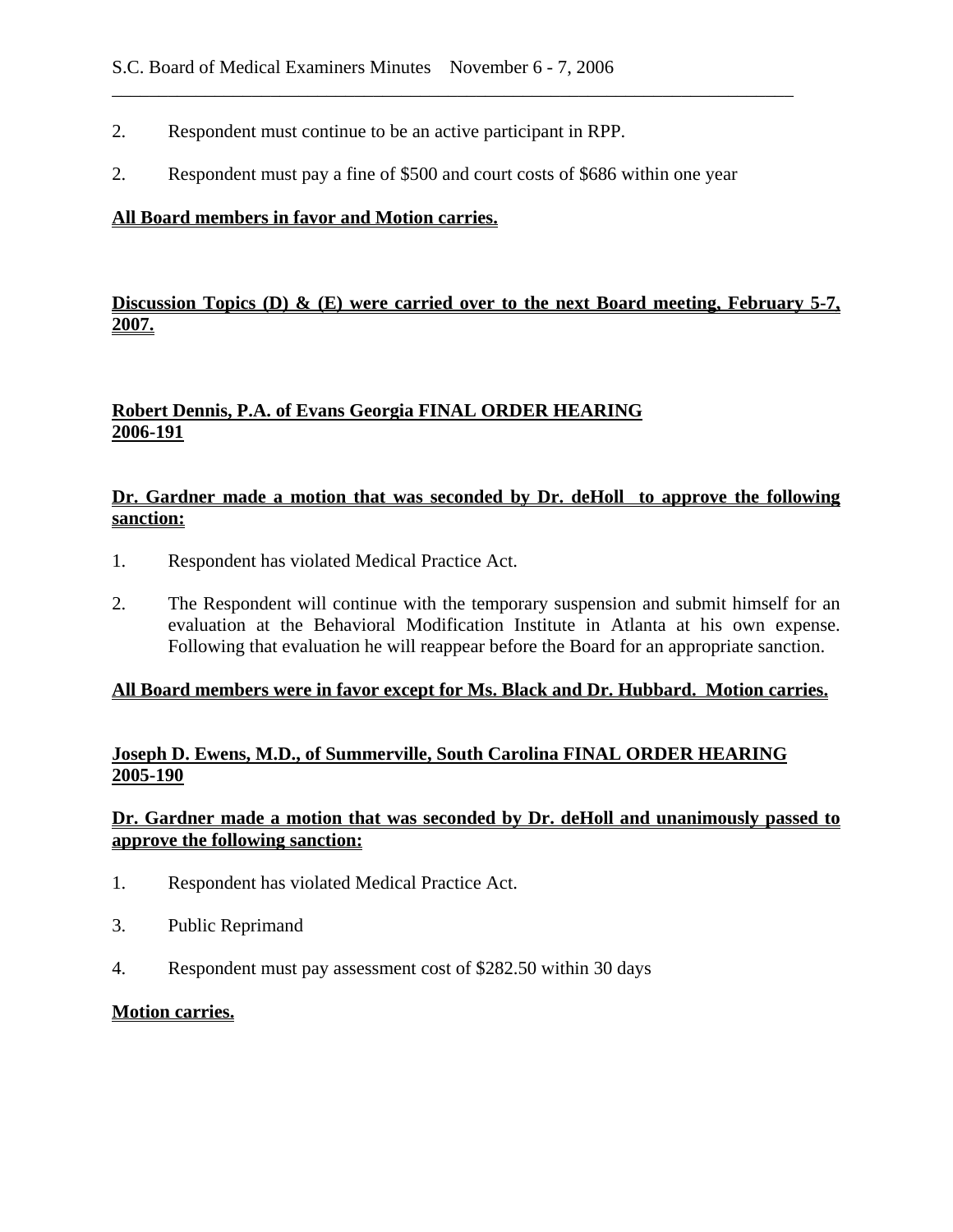2. Respondent must continue to be an active participant in RPP.

2. Respondent must pay a fine of $500 and court costs of $686 within one year

**All Board members in favor and Motion carries.**

**Discussion Topics (D) & (E) were carried over to the next Board meeting, February 5-7, 2007.**

**Robert Dennis, P.A. of Evans Georgia FINAL ORDER HEARING 2006-191**

**Dr. Gardner made a motion that was seconded by Dr. deHoll to approve the following sanction:**

1. Respondent has violated Medical Practice Act.

2. The Respondent will continue with the temporary suspension and submit himself for an evaluation at the Behavioral Modification Institute in Atlanta at his own expense. Following that evaluation he will reappear before the Board for an appropriate sanction.

**All Board members were in favor except for Ms. Black and Dr. Hubbard. Motion carries.**

**Joseph D. Ewens, M.D., of Summerville, South Carolina FINAL ORDER HEARING 2005-190**

**Dr. Gardner made a motion that was seconded by Dr. deHoll and unanimously passed to approve the following sanction:**

1. Respondent has violated Medical Practice Act.

3. Public Reprimand

4. Respondent must pay assessment cost of $282.50 within 30 days

**Motion carries.**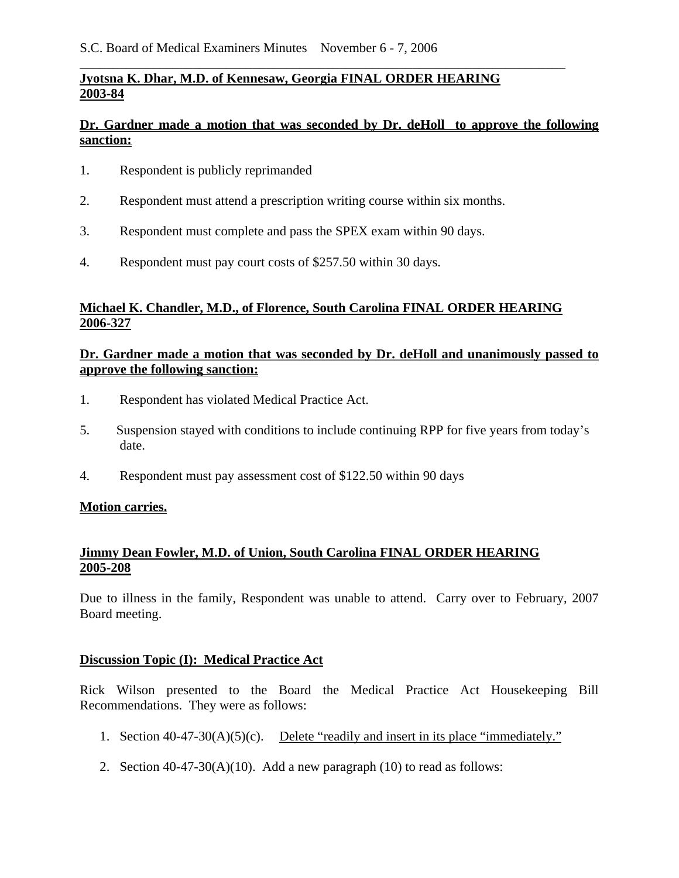**Jyotsna K. Dhar, M.D. of Kennesaw, Georgia FINAL ORDER HEARING 2003-84**

**Dr. Gardner made a motion that was seconded by Dr. deHoll to approve the following sanction:**

1. Respondent is publicly reprimanded

2. Respondent must attend a prescription writing course within six months.

3. Respondent must complete and pass the SPEX exam within 90 days.

4. Respondent must pay court costs of $257.50 within 30 days.

**Michael K. Chandler, M.D., of Florence, South Carolina FINAL ORDER HEARING 2006-327**

**Dr. Gardner made a motion that was seconded by Dr. deHoll and unanimously passed to approve the following sanction:**

1. Respondent has violated Medical Practice Act.

5. Suspension stayed with conditions to include continuing RPP for five years from today's date.

4. Respondent must pay assessment cost of $122.50 within 90 days

**Motion carries.**

**Jimmy Dean Fowler, M.D. of Union, South Carolina FINAL ORDER HEARING 2005-208**

Due to illness in the family, Respondent was unable to attend. Carry over to February, 2007 Board meeting.

**Discussion Topic (I): Medical Practice Act**

Rick Wilson presented to the Board the Medical Practice Act Housekeeping Bill Recommendations. They were as follows:

1. Section 40-47-30(A)(5)(c). <u>Delete "readily and insert in its place "immediately."</u>

2. Section 40-47-30(A)(10). Add a new paragraph (10) to read as follows: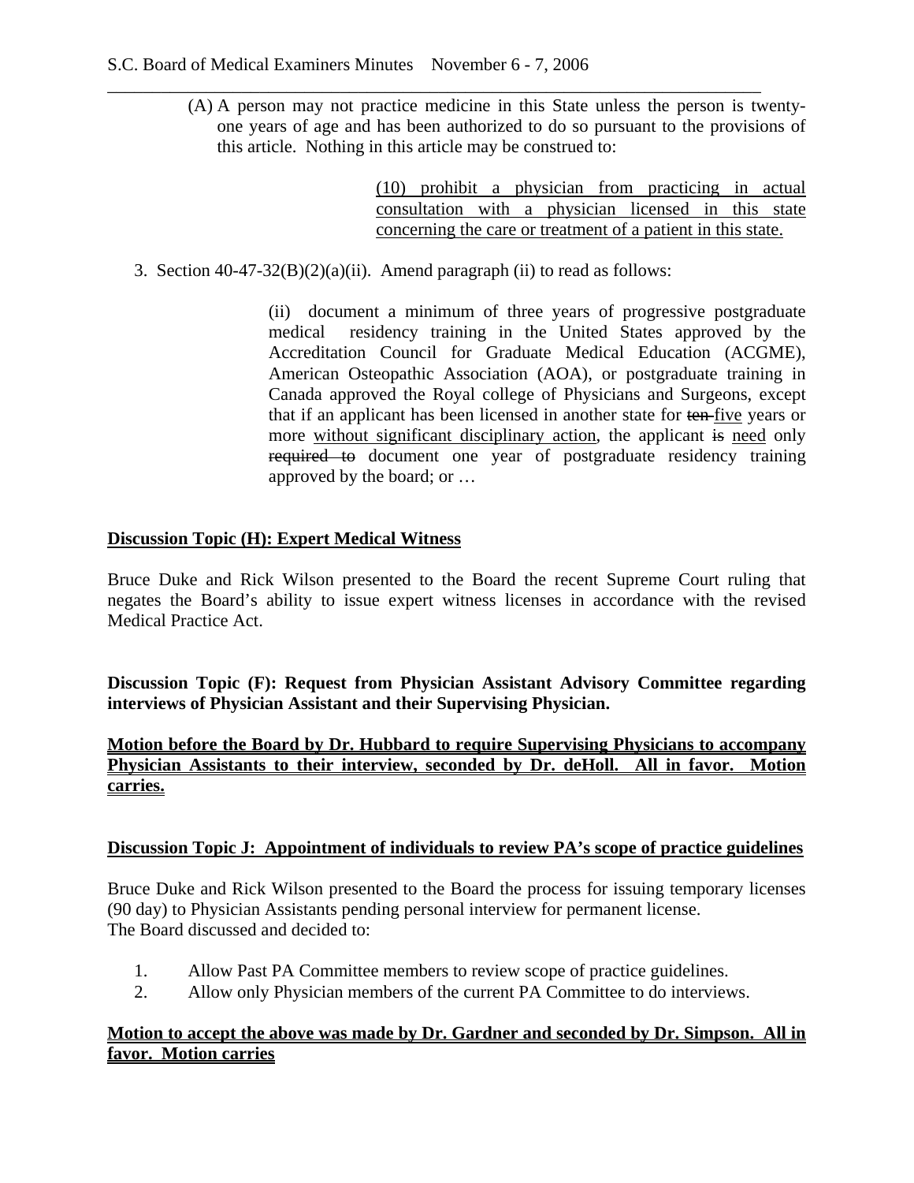(A) A person may not practice medicine in this State unless the person is twenty-one years of age and has been authorized to do so pursuant to the provisions of this article. Nothing in this article may be construed to:

> <u>(10) prohibit a physician from practicing in actual consultation with a physician licensed in this state concerning the care or treatment of a patient in this state.</u>

3. Section 40-47-32(B)(2)(a)(ii). Amend paragraph (ii) to read as follows:

> (ii) document a minimum of three years of progressive postgraduate medical residency training in the United States approved by the Accreditation Council for Graduate Medical Education (ACGME), American Osteopathic Association (AOA), or postgraduate training in Canada approved the Royal college of Physicians and Surgeons, except that if an applicant has been licensed in another state for ~~ten~~ <u>five</u> years or more <u>without significant disciplinary action</u>, the applicant ~~is~~ <u>need</u> only ~~required to~~ document one year of postgraduate residency training approved by the board; or …

**<u>Discussion Topic (H): Expert Medical Witness</u>**

Bruce Duke and Rick Wilson presented to the Board the recent Supreme Court ruling that negates the Board's ability to issue expert witness licenses in accordance with the revised Medical Practice Act.

**Discussion Topic (F): Request from Physician Assistant Advisory Committee regarding interviews of Physician Assistant and their Supervising Physician.**

**<u>Motion before the Board by Dr. Hubbard to require Supervising Physicians to accompany Physician Assistants to their interview, seconded by Dr. deHoll. All in favor. Motion carries.</u>**

**<u>Discussion Topic J: Appointment of individuals to review PA's scope of practice guidelines</u>**

Bruce Duke and Rick Wilson presented to the Board the process for issuing temporary licenses (90 day) to Physician Assistants pending personal interview for permanent license.
The Board discussed and decided to:

1. Allow Past PA Committee members to review scope of practice guidelines.
2. Allow only Physician members of the current PA Committee to do interviews.

**<u>Motion to accept the above was made by Dr. Gardner and seconded by Dr. Simpson. All in favor. Motion carries</u>**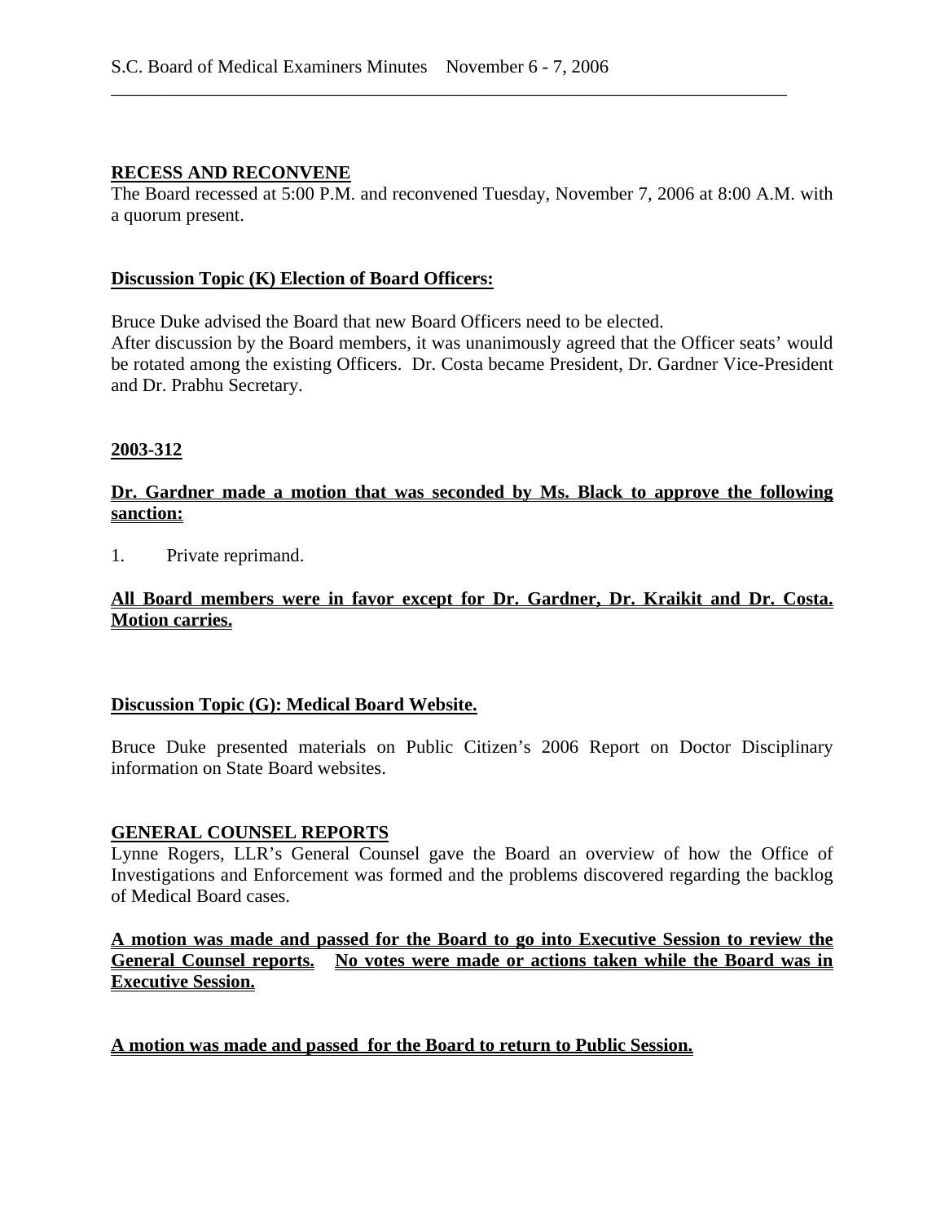**RECESS AND RECONVENE**

The Board recessed at 5:00 P.M. and reconvened Tuesday, November 7, 2006 at 8:00 A.M. with a quorum present.

**Discussion Topic (K) Election of Board Officers:**

Bruce Duke advised the Board that new Board Officers need to be elected.
After discussion by the Board members, it was unanimously agreed that the Officer seats' would be rotated among the existing Officers. Dr. Costa became President, Dr. Gardner Vice-President and Dr. Prabhu Secretary.

**2003-312**

**Dr. Gardner made a motion that was seconded by Ms. Black to approve the following sanction:**

1. Private reprimand.

**All Board members were in favor except for Dr. Gardner, Dr. Kraikit and Dr. Costa. Motion carries.**

**Discussion Topic (G): Medical Board Website.**

Bruce Duke presented materials on Public Citizen's 2006 Report on Doctor Disciplinary information on State Board websites.

**GENERAL COUNSEL REPORTS**

Lynne Rogers, LLR's General Counsel gave the Board an overview of how the Office of Investigations and Enforcement was formed and the problems discovered regarding the backlog of Medical Board cases.

**A motion was made and passed for the Board to go into Executive Session to review the General Counsel reports. No votes were made or actions taken while the Board was in Executive Session.**

**A motion was made and passed for the Board to return to Public Session.**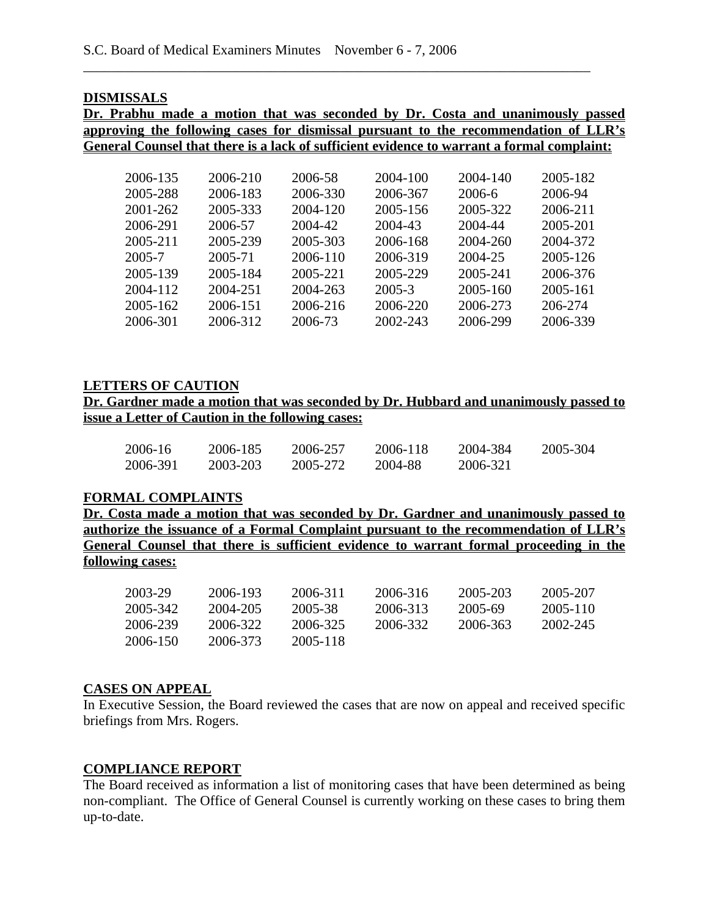## DISMISSALS

**Dr. Prabhu made a motion that was seconded by Dr. Costa and unanimously passed approving the following cases for dismissal pursuant to the recommendation of LLR's General Counsel that there is a lack of sufficient evidence to warrant a formal complaint:**

| | | | | | |
|---|---|---|---|---|---|
| 2006-135 | 2006-210 | 2006-58 | 2004-100 | 2004-140 | 2005-182 |
| 2005-288 | 2006-183 | 2006-330 | 2006-367 | 2006-6 | 2006-94 |
| 2001-262 | 2005-333 | 2004-120 | 2005-156 | 2005-322 | 2006-211 |
| 2006-291 | 2006-57 | 2004-42 | 2004-43 | 2004-44 | 2005-201 |
| 2005-211 | 2005-239 | 2005-303 | 2006-168 | 2004-260 | 2004-372 |
| 2005-7 | 2005-71 | 2006-110 | 2006-319 | 2004-25 | 2005-126 |
| 2005-139 | 2005-184 | 2005-221 | 2005-229 | 2005-241 | 2006-376 |
| 2004-112 | 2004-251 | 2004-263 | 2005-3 | 2005-160 | 2005-161 |
| 2005-162 | 2006-151 | 2006-216 | 2006-220 | 2006-273 | 206-274 |
| 2006-301 | 2006-312 | 2006-73 | 2002-243 | 2006-299 | 2006-339 |

## LETTERS OF CAUTION

**Dr. Gardner made a motion that was seconded by Dr. Hubbard and unanimously passed to issue a Letter of Caution in the following cases:**

| | | | | | |
|---|---|---|---|---|---|
| 2006-16 | 2006-185 | 2006-257 | 2006-118 | 2004-384 | 2005-304 |
| 2006-391 | 2003-203 | 2005-272 | 2004-88 | 2006-321 | |

## FORMAL COMPLAINTS

**Dr. Costa made a motion that was seconded by Dr. Gardner and unanimously passed to authorize the issuance of a Formal Complaint pursuant to the recommendation of LLR's General Counsel that there is sufficient evidence to warrant formal proceeding in the following cases:**

| | | | | | |
|---|---|---|---|---|---|
| 2003-29 | 2006-193 | 2006-311 | 2006-316 | 2005-203 | 2005-207 |
| 2005-342 | 2004-205 | 2005-38 | 2006-313 | 2005-69 | 2005-110 |
| 2006-239 | 2006-322 | 2006-325 | 2006-332 | 2006-363 | 2002-245 |
| 2006-150 | 2006-373 | 2005-118 | | | |

## CASES ON APPEAL

In Executive Session, the Board reviewed the cases that are now on appeal and received specific briefings from Mrs. Rogers.

## COMPLIANCE REPORT

The Board received as information a list of monitoring cases that have been determined as being non-compliant. The Office of General Counsel is currently working on these cases to bring them up-to-date.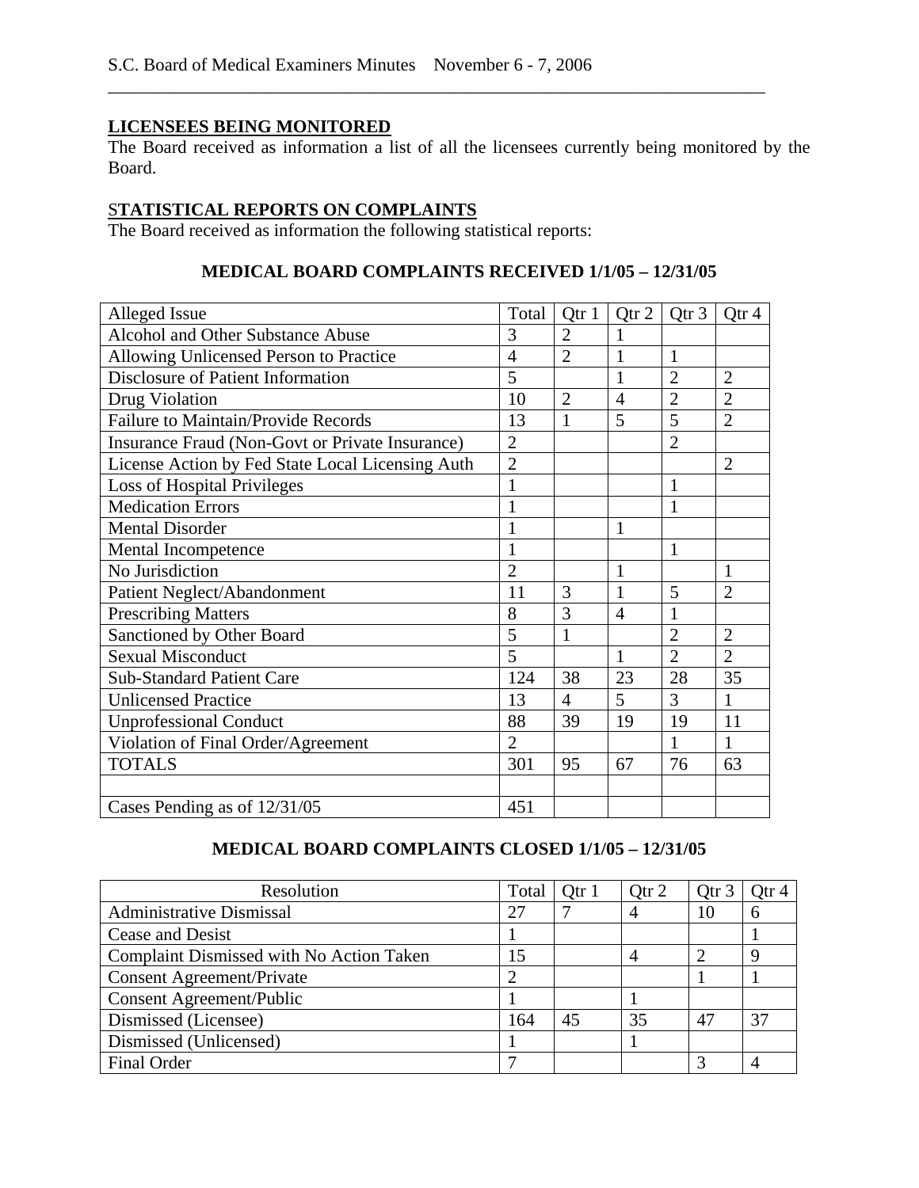## LICENSEES BEING MONITORED

The Board received as information a list of all the licensees currently being monitored by the Board.

## STATISTICAL REPORTS ON COMPLAINTS

The Board received as information the following statistical reports:

### MEDICAL BOARD COMPLAINTS RECEIVED 1/1/05 – 12/31/05

| Alleged Issue | Total | Qtr 1 | Qtr 2 | Qtr 3 | Qtr 4 |
|---|---|---|---|---|---|
| Alcohol and Other Substance Abuse | 3 | 2 | 1 | | |
| Allowing Unlicensed Person to Practice | 4 | 2 | 1 | 1 | |
| Disclosure of Patient Information | 5 | | 1 | 2 | 2 |
| Drug Violation | 10 | 2 | 4 | 2 | 2 |
| Failure to Maintain/Provide Records | 13 | 1 | 5 | 5 | 2 |
| Insurance Fraud (Non-Govt or Private Insurance) | 2 | | | 2 | |
| License Action by Fed State Local Licensing Auth | 2 | | | | 2 |
| Loss of Hospital Privileges | 1 | | | 1 | |
| Medication Errors | 1 | | | 1 | |
| Mental Disorder | 1 | | 1 | | |
| Mental Incompetence | 1 | | | 1 | |
| No Jurisdiction | 2 | | 1 | | 1 |
| Patient Neglect/Abandonment | 11 | 3 | 1 | 5 | 2 |
| Prescribing Matters | 8 | 3 | 4 | 1 | |
| Sanctioned by Other Board | 5 | 1 | | 2 | 2 |
| Sexual Misconduct | 5 | | 1 | 2 | 2 |
| Sub-Standard Patient Care | 124 | 38 | 23 | 28 | 35 |
| Unlicensed Practice | 13 | 4 | 5 | 3 | 1 |
| Unprofessional Conduct | 88 | 39 | 19 | 19 | 11 |
| Violation of Final Order/Agreement | 2 | | | 1 | 1 |
| TOTALS | 301 | 95 | 67 | 76 | 63 |
| | | | | | |
| Cases Pending as of 12/31/05 | 451 | | | | |

### MEDICAL BOARD COMPLAINTS CLOSED 1/1/05 – 12/31/05

| Resolution | Total | Qtr 1 | Qtr 2 | Qtr 3 | Qtr 4 |
|---|---|---|---|---|---|
| Administrative Dismissal | 27 | 7 | 4 | 10 | 6 |
| Cease and Desist | 1 | | | | 1 |
| Complaint Dismissed with No Action Taken | 15 | | 4 | 2 | 9 |
| Consent Agreement/Private | 2 | | | 1 | 1 |
| Consent Agreement/Public | 1 | | 1 | | |
| Dismissed (Licensee) | 164 | 45 | 35 | 47 | 37 |
| Dismissed (Unlicensed) | 1 | | 1 | | |
| Final Order | 7 | | | 3 | 4 |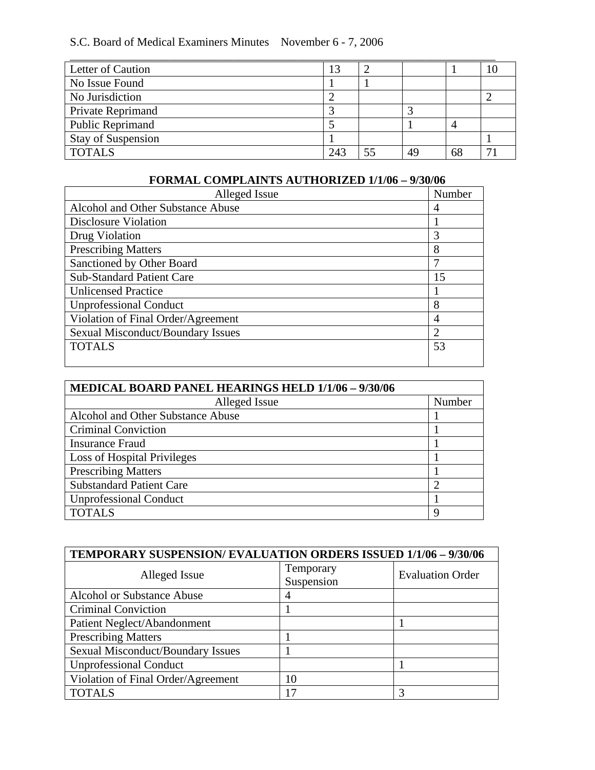| | | | | | |
|---|---|---|---|---|---|
| Letter of Caution | 13 | 2 | | 1 | 10 |
| No Issue Found | 1 | 1 | | | |
| No Jurisdiction | 2 | | | | 2 |
| Private Reprimand | 3 | | 3 | | |
| Public Reprimand | 5 | | 1 | 4 | |
| Stay of Suspension | 1 | | | | 1 |
| TOTALS | 243 | 55 | 49 | 68 | 71 |

**FORMAL COMPLAINTS AUTHORIZED 1/1/06 – 9/30/06**

| Alleged Issue | Number |
|---|---|
| Alcohol and Other Substance Abuse | 4 |
| Disclosure Violation | 1 |
| Drug Violation | 3 |
| Prescribing Matters | 8 |
| Sanctioned by Other Board | 7 |
| Sub-Standard Patient Care | 15 |
| Unlicensed Practice | 1 |
| Unprofessional Conduct | 8 |
| Violation of Final Order/Agreement | 4 |
| Sexual Misconduct/Boundary Issues | 2 |
| TOTALS | 53 |

| **MEDICAL BOARD PANEL HEARINGS HELD 1/1/06 – 9/30/06** | |
|---|---|
| Alleged Issue | Number |
| Alcohol and Other Substance Abuse | 1 |
| Criminal Conviction | 1 |
| Insurance Fraud | 1 |
| Loss of Hospital Privileges | 1 |
| Prescribing Matters | 1 |
| Substandard Patient Care | 2 |
| Unprofessional Conduct | 1 |
| TOTALS | 9 |

| **TEMPORARY SUSPENSION/ EVALUATION ORDERS ISSUED 1/1/06 – 9/30/06** | | |
|---|---|---|
| Alleged Issue | Temporary Suspension | Evaluation Order |
| Alcohol or Substance Abuse | 4 | |
| Criminal Conviction | 1 | |
| Patient Neglect/Abandonment | | 1 |
| Prescribing Matters | 1 | |
| Sexual Misconduct/Boundary Issues | 1 | |
| Unprofessional Conduct | | 1 |
| Violation of Final Order/Agreement | 10 | |
| TOTALS | 17 | 3 |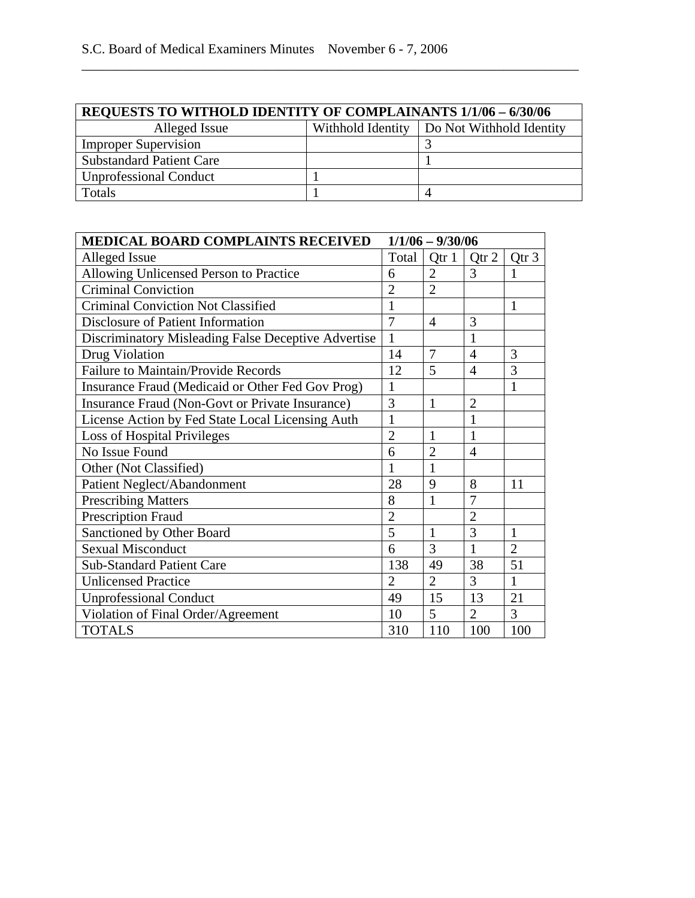| REQUESTS TO WITHOLD IDENTITY OF COMPLAINANTS 1/1/06 – 6/30/06 | | |
|---|---|---|
| Alleged Issue | Withhold Identity | Do Not Withhold Identity |
| Improper Supervision | | 3 |
| Substandard Patient Care | | 1 |
| Unprofessional Conduct | 1 | |
| Totals | 1 | 4 |

| MEDICAL BOARD COMPLAINTS RECEIVED 1/1/06 – 9/30/06 | | | | |
|---|---|---|---|---|
| Alleged Issue | Total | Qtr 1 | Qtr 2 | Qtr 3 |
| Allowing Unlicensed Person to Practice | 6 | 2 | 3 | 1 |
| Criminal Conviction | 2 | 2 | | |
| Criminal Conviction Not Classified | 1 | | | 1 |
| Disclosure of Patient Information | 7 | 4 | 3 | |
| Discriminatory Misleading False Deceptive Advertise | 1 | | 1 | |
| Drug Violation | 14 | 7 | 4 | 3 |
| Failure to Maintain/Provide Records | 12 | 5 | 4 | 3 |
| Insurance Fraud (Medicaid or Other Fed Gov Prog) | 1 | | | 1 |
| Insurance Fraud (Non-Govt or Private Insurance) | 3 | 1 | 2 | |
| License Action by Fed State Local Licensing Auth | 1 | | 1 | |
| Loss of Hospital Privileges | 2 | 1 | 1 | |
| No Issue Found | 6 | 2 | 4 | |
| Other (Not Classified) | 1 | 1 | | |
| Patient Neglect/Abandonment | 28 | 9 | 8 | 11 |
| Prescribing Matters | 8 | 1 | 7 | |
| Prescription Fraud | 2 | | 2 | |
| Sanctioned by Other Board | 5 | 1 | 3 | 1 |
| Sexual Misconduct | 6 | 3 | 1 | 2 |
| Sub-Standard Patient Care | 138 | 49 | 38 | 51 |
| Unlicensed Practice | 2 | 2 | 3 | 1 |
| Unprofessional Conduct | 49 | 15 | 13 | 21 |
| Violation of Final Order/Agreement | 10 | 5 | 2 | 3 |
| TOTALS | 310 | 110 | 100 | 100 |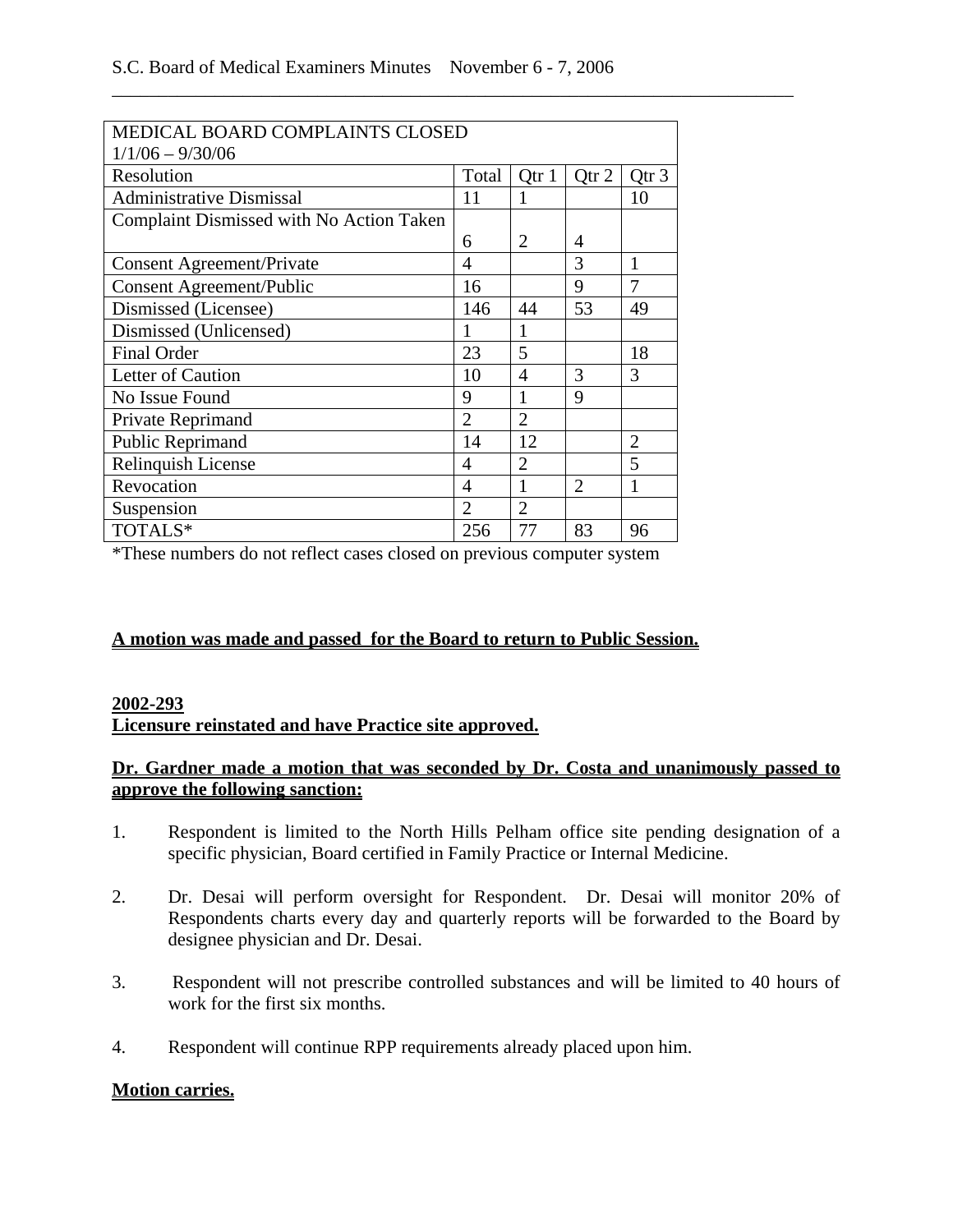| MEDICAL BOARD COMPLAINTS CLOSED 1/1/06 – 9/30/06 | | | | |
|---|---|---|---|---|
| Resolution | Total | Qtr 1 | Qtr 2 | Qtr 3 |
| Administrative Dismissal | 11 | 1 | | 10 |
| Complaint Dismissed with No Action Taken | 6 | 2 | 4 | |
| Consent Agreement/Private | 4 | | 3 | 1 |
| Consent Agreement/Public | 16 | | 9 | 7 |
| Dismissed (Licensee) | 146 | 44 | 53 | 49 |
| Dismissed (Unlicensed) | 1 | 1 | | |
| Final Order | 23 | 5 | | 18 |
| Letter of Caution | 10 | 4 | 3 | 3 |
| No Issue Found | 9 | 1 | 9 | |
| Private Reprimand | 2 | 2 | | |
| Public Reprimand | 14 | 12 | | 2 |
| Relinquish License | 4 | 2 | | 5 |
| Revocation | 4 | 1 | 2 | 1 |
| Suspension | 2 | 2 | | |
| TOTALS* | 256 | 77 | 83 | 96 |

*These numbers do not reflect cases closed on previous computer system

**A motion was made and passed for the Board to return to Public Session.**

**2002-293**
**Licensure reinstated and have Practice site approved.**

**Dr. Gardner made a motion that was seconded by Dr. Costa and unanimously passed to approve the following sanction:**

1. Respondent is limited to the North Hills Pelham office site pending designation of a specific physician, Board certified in Family Practice or Internal Medicine.

2. Dr. Desai will perform oversight for Respondent. Dr. Desai will monitor 20% of Respondents charts every day and quarterly reports will be forwarded to the Board by designee physician and Dr. Desai.

3. Respondent will not prescribe controlled substances and will be limited to 40 hours of work for the first six months.

4. Respondent will continue RPP requirements already placed upon him.

**Motion carries.**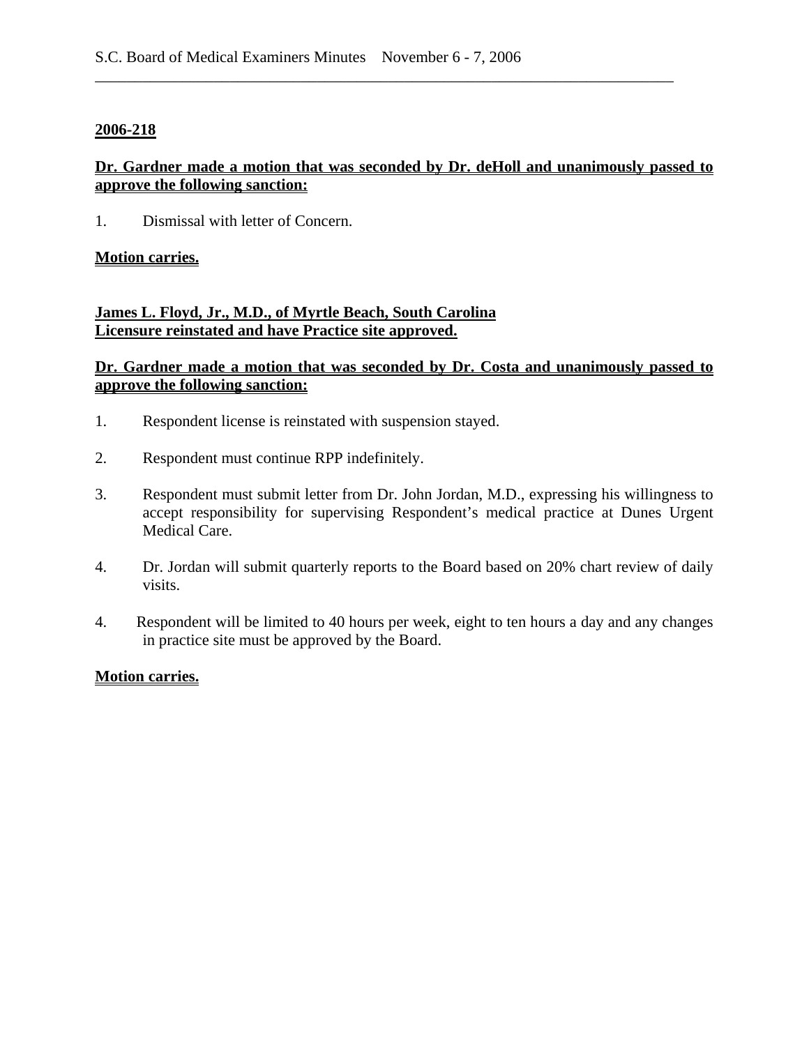**2006-218**

**Dr. Gardner made a motion that was seconded by Dr. deHoll and unanimously passed to approve the following sanction:**

1. Dismissal with letter of Concern.

**Motion carries.**

**James L. Floyd, Jr., M.D., of Myrtle Beach, South Carolina**
**Licensure reinstated and have Practice site approved.**

**Dr. Gardner made a motion that was seconded by Dr. Costa and unanimously passed to approve the following sanction:**

1. Respondent license is reinstated with suspension stayed.

2. Respondent must continue RPP indefinitely.

3. Respondent must submit letter from Dr. John Jordan, M.D., expressing his willingness to accept responsibility for supervising Respondent's medical practice at Dunes Urgent Medical Care.

4. Dr. Jordan will submit quarterly reports to the Board based on 20% chart review of daily visits.

4. Respondent will be limited to 40 hours per week, eight to ten hours a day and any changes in practice site must be approved by the Board.

**Motion carries.**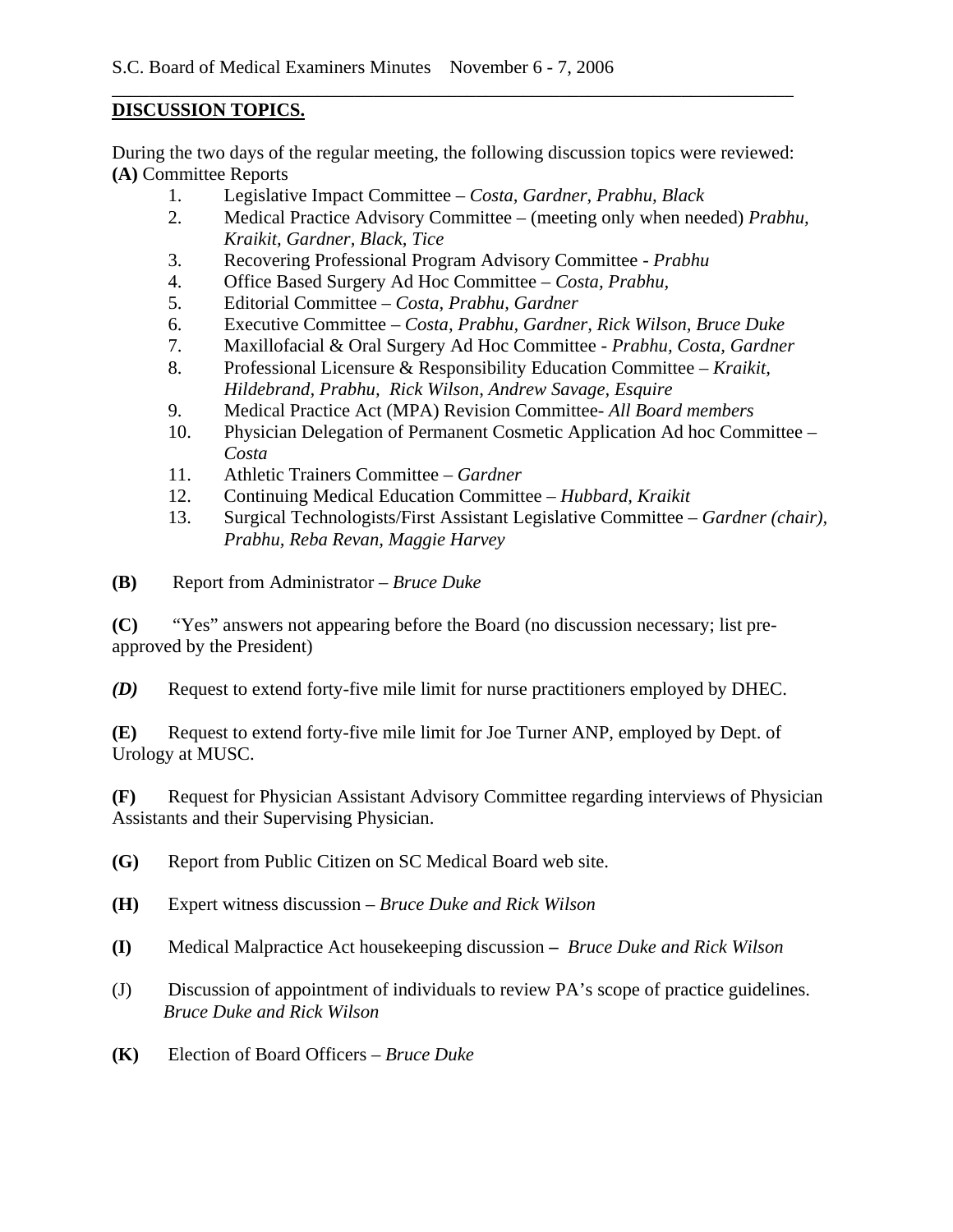## DISCUSSION TOPICS.

During the two days of the regular meeting, the following discussion topics were reviewed:
**(A)** Committee Reports

1. Legislative Impact Committee – *Costa, Gardner, Prabhu, Black*
2. Medical Practice Advisory Committee – (meeting only when needed) *Prabhu, Kraikit, Gardner, Black, Tice*
3. Recovering Professional Program Advisory Committee - *Prabhu*
4. Office Based Surgery Ad Hoc Committee – *Costa, Prabhu,*
5. Editorial Committee – *Costa, Prabhu, Gardner*
6. Executive Committee – *Costa, Prabhu, Gardner, Rick Wilson, Bruce Duke*
7. Maxillofacial & Oral Surgery Ad Hoc Committee - *Prabhu, Costa, Gardner*
8. Professional Licensure & Responsibility Education Committee – *Kraikit, Hildebrand, Prabhu, Rick Wilson, Andrew Savage, Esquire*
9. Medical Practice Act (MPA) Revision Committee- *All Board members*
10. Physician Delegation of Permanent Cosmetic Application Ad hoc Committee – *Costa*
11. Athletic Trainers Committee – *Gardner*
12. Continuing Medical Education Committee – *Hubbard, Kraikit*
13. Surgical Technologists/First Assistant Legislative Committee – *Gardner (chair), Prabhu, Reba Revan, Maggie Harvey*

**(B)** Report from Administrator – *Bruce Duke*

**(C)** "Yes" answers not appearing before the Board (no discussion necessary; list pre-approved by the President)

***(D)*** Request to extend forty-five mile limit for nurse practitioners employed by DHEC.

**(E)** Request to extend forty-five mile limit for Joe Turner ANP, employed by Dept. of Urology at MUSC.

**(F)** Request for Physician Assistant Advisory Committee regarding interviews of Physician Assistants and their Supervising Physician.

**(G)** Report from Public Citizen on SC Medical Board web site.

**(H)** Expert witness discussion – *Bruce Duke and Rick Wilson*

**(I)** Medical Malpractice Act housekeeping discussion **–** *Bruce Duke and Rick Wilson*

(J) Discussion of appointment of individuals to review PA's scope of practice guidelines. *Bruce Duke and Rick Wilson*

**(K)** Election of Board Officers – *Bruce Duke*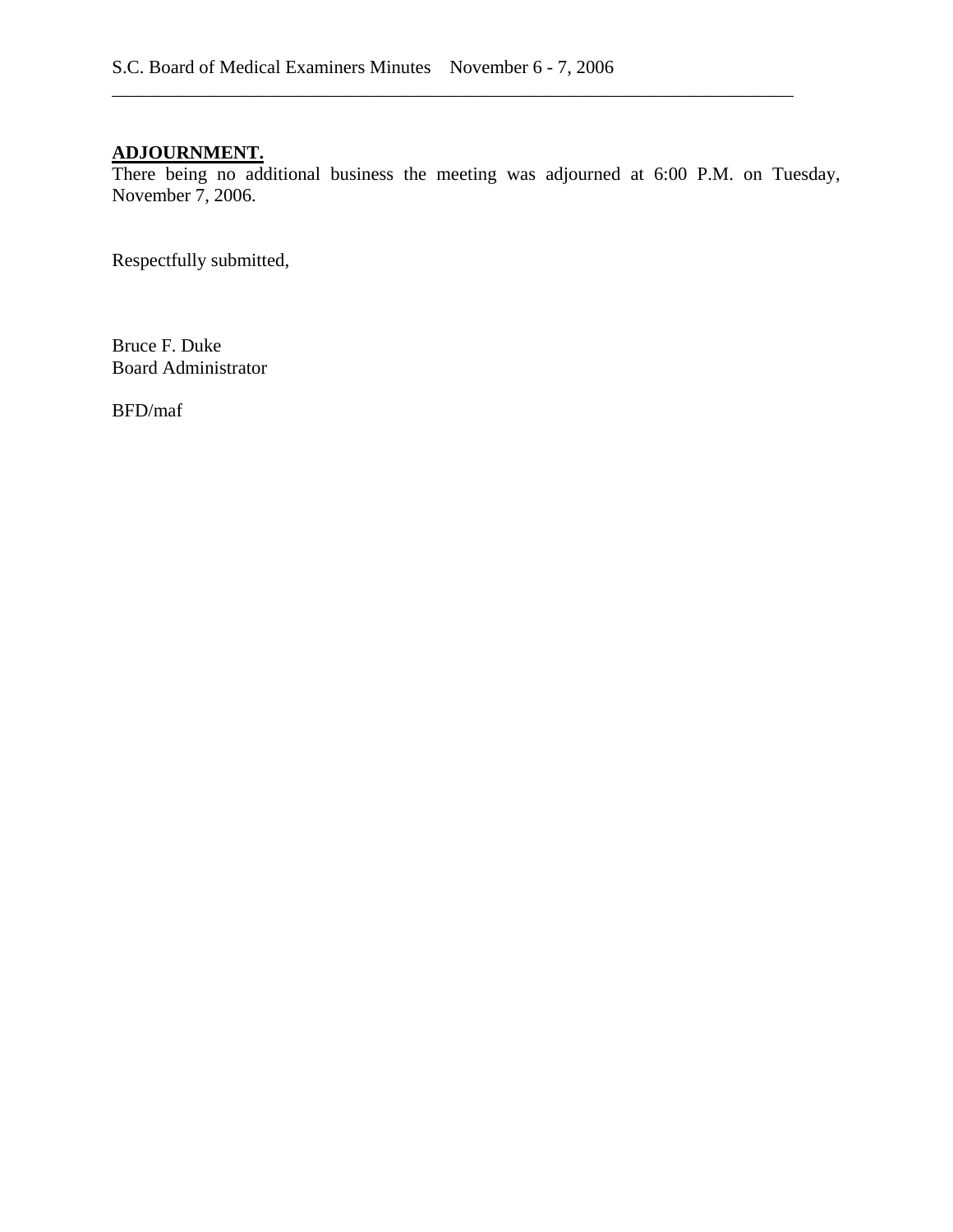**ADJOURNMENT.**

There being no additional business the meeting was adjourned at 6:00 P.M. on Tuesday, November 7, 2006.

Respectfully submitted,

Bruce F. Duke
Board Administrator

BFD/maf